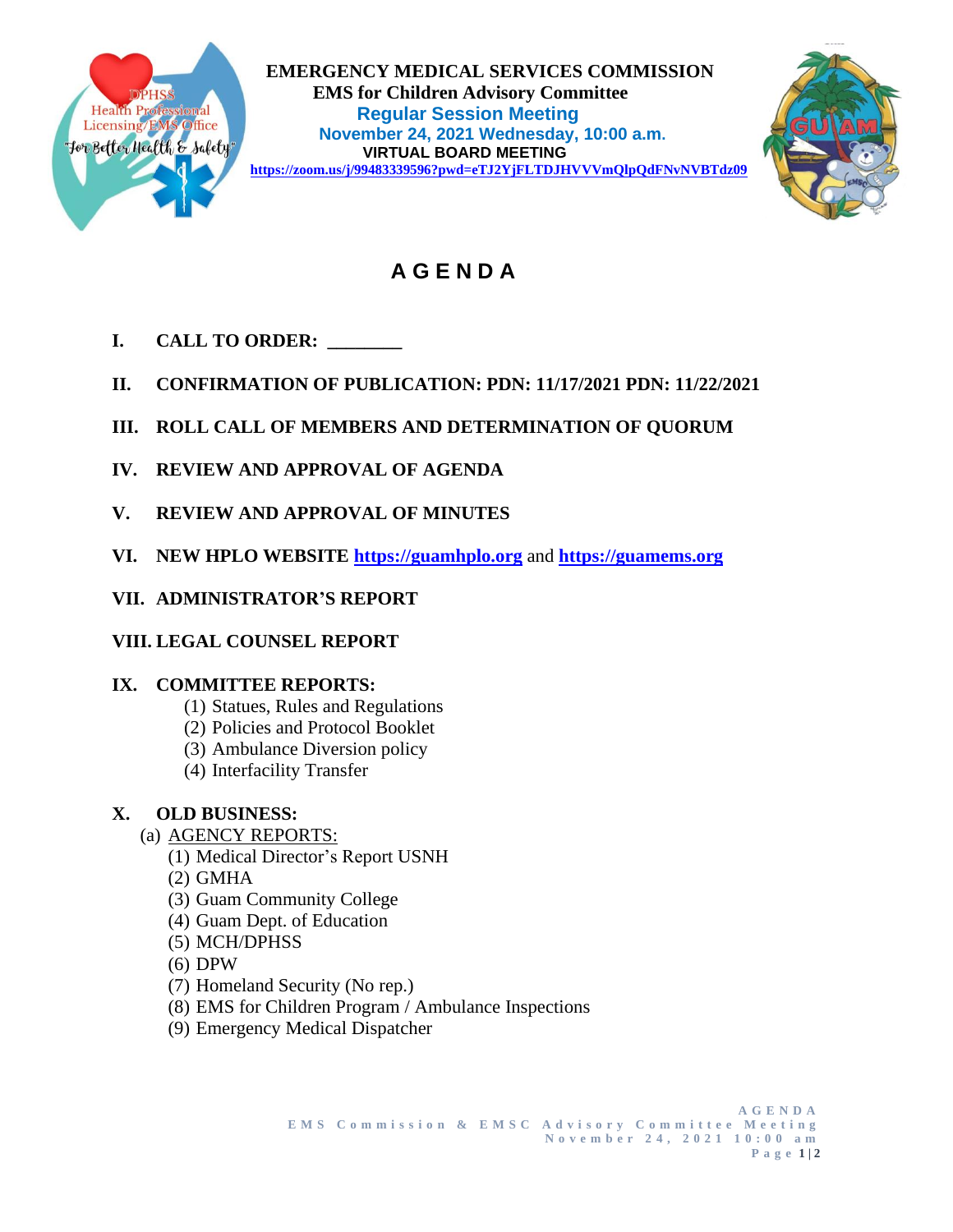**EMERGENCY MEDICAL SERVICES COMMISSION**
**EMS for Children Advisory Committee**
**Regular Session Meeting**
**November 24, 2021 Wednesday, 10:00 a.m.**
**VIRTUAL BOARD MEETING**
**https://zoom.us/j/99483339596?pwd=eTJ2YjFLTDJHVVVmQlpQdFNvNVBTdz09**

# A G E N D A

**I. CALL TO ORDER: ________**

**II. CONFIRMATION OF PUBLICATION: PDN: 11/17/2021 PDN: 11/22/2021**

**III. ROLL CALL OF MEMBERS AND DETERMINATION OF QUORUM**

**IV. REVIEW AND APPROVAL OF AGENDA**

**V. REVIEW AND APPROVAL OF MINUTES**

**VI. NEW HPLO WEBSITE https://guamhplo.org and https://guamems.org**

**VII. ADMINISTRATOR'S REPORT**

**VIII. LEGAL COUNSEL REPORT**

**IX. COMMITTEE REPORTS:**

(1) Statues, Rules and Regulations
(2) Policies and Protocol Booklet
(3) Ambulance Diversion policy
(4) Interfacility Transfer

**X. OLD BUSINESS:**

(a) AGENCY REPORTS:

(1) Medical Director's Report USNH
(2) GMHA
(3) Guam Community College
(4) Guam Dept. of Education
(5) MCH/DPHSS
(6) DPW
(7) Homeland Security (No rep.)
(8) EMS for Children Program / Ambulance Inspections
(9) Emergency Medical Dispatcher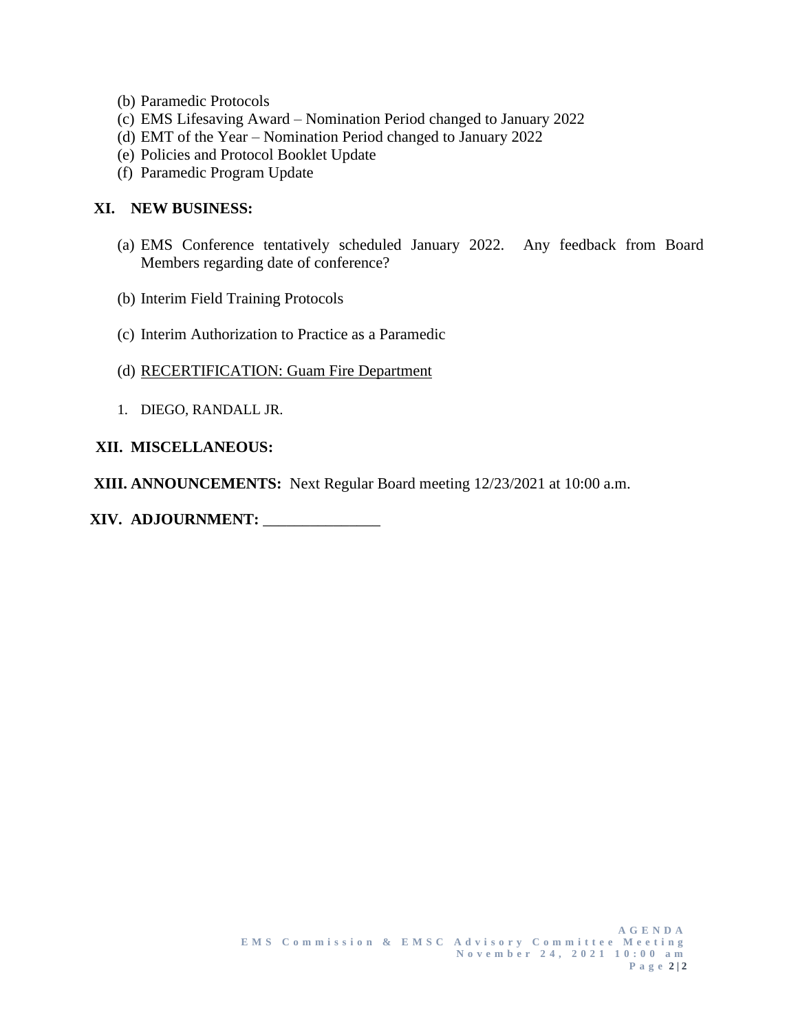(b) Paramedic Protocols
(c) EMS Lifesaving Award – Nomination Period changed to January 2022
(d) EMT of the Year – Nomination Period changed to January 2022
(e) Policies and Protocol Booklet Update
(f) Paramedic Program Update

**XI. NEW BUSINESS:**

(a) EMS Conference tentatively scheduled January 2022. Any feedback from Board Members regarding date of conference?

(b) Interim Field Training Protocols

(c) Interim Authorization to Practice as a Paramedic

(d) RECERTIFICATION: Guam Fire Department

1. DIEGO, RANDALL JR.

**XII. MISCELLANEOUS:**

**XIII. ANNOUNCEMENTS:** Next Regular Board meeting 12/23/2021 at 10:00 a.m.

**XIV. ADJOURNMENT:** _______________